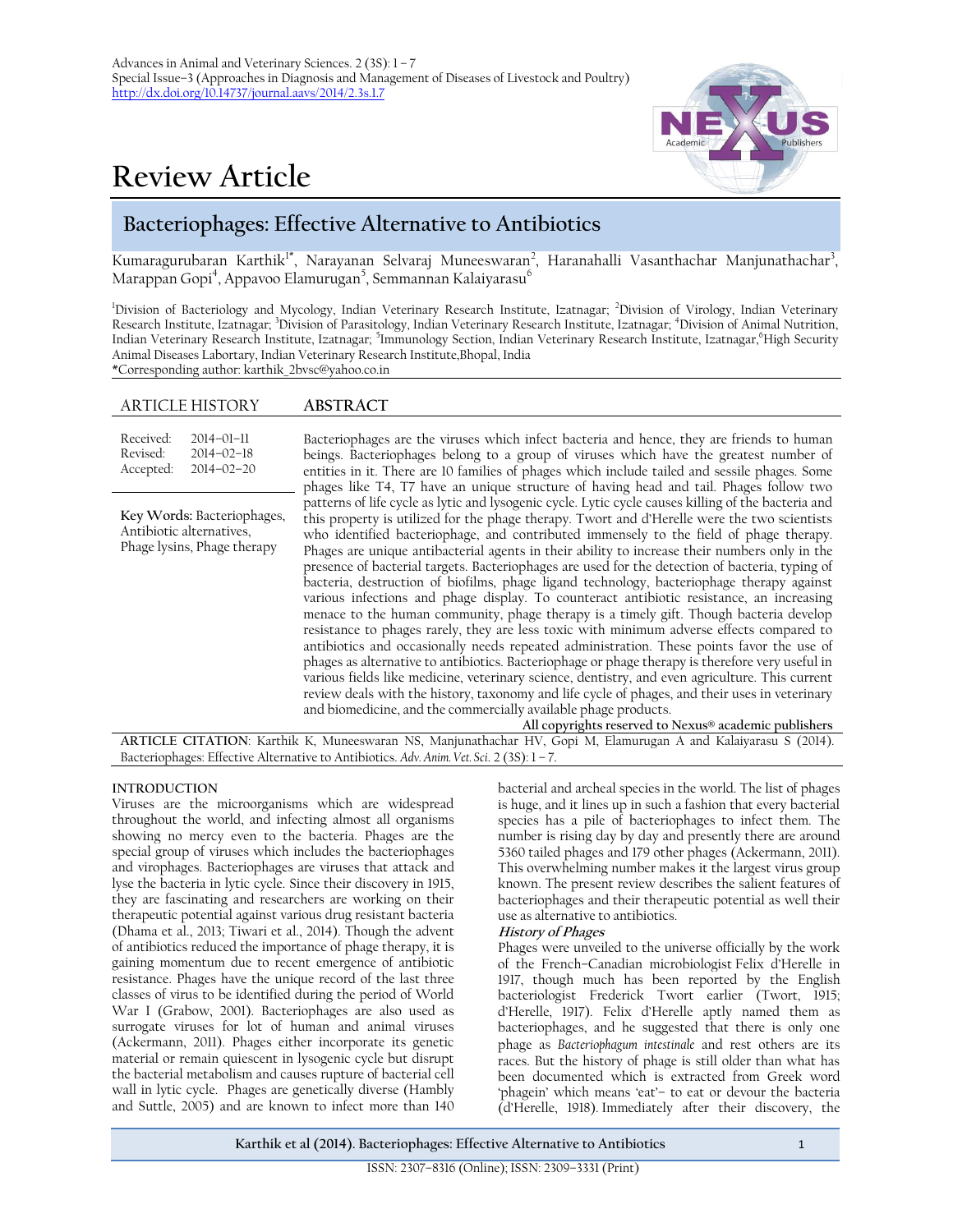# Review Article

## Bacteriophages: Effective Alternative to Antibiotics

Kumaragurubaran Karthik[1*], Narayanan Selvaraj Muneeswaran[2], Haranahalli Vasanthachar Manjunathachar[3], Marappan Gopi[4], Appavoo Elamurugan[5], Semmannan Kalaiyarasu[6]

[1]Division of Bacteriology and Mycology, Indian Veterinary Research Institute, Izatnagar; [2]Division of Virology, Indian Veterinary Research Institute, Izatnagar; [3]Division of Parasitology, Indian Veterinary Research Institute, Izatnagar; [4]Division of Animal Nutrition, Indian Veterinary Research Institute, Izatnagar; [5]Immunology Section, Indian Veterinary Research Institute, Izatnagar,[6]High Security Animal Diseases Labortary, Indian Veterinary Research Institute,Bhopal, India

*Corresponding author: karthik_2bvsc@yahoo.co.in

### ARTICLE HISTORY

Received: 2014–01–11
Revised: 2014–02–18
Accepted: 2014–02–20

**Key Words:** Bacteriophages, Antibiotic alternatives, Phage lysins, Phage therapy

### ABSTRACT

Bacteriophages are the viruses which infect bacteria and hence, they are friends to human beings. Bacteriophages belong to a group of viruses which have the greatest number of entities in it. There are 10 families of phages which include tailed and sessile phages. Some phages like T4, T7 have an unique structure of having head and tail. Phages follow two patterns of life cycle as lytic and lysogenic cycle. Lytic cycle causes killing of the bacteria and this property is utilized for the phage therapy. Twort and d'Herelle were the two scientists who identified bacteriophage, and contributed immensely to the field of phage therapy. Phages are unique antibacterial agents in their ability to increase their numbers only in the presence of bacterial targets. Bacteriophages are used for the detection of bacteria, typing of bacteria, destruction of biofilms, phage ligand technology, bacteriophage therapy against various infections and phage display. To counteract antibiotic resistance, an increasing menace to the human community, phage therapy is a timely gift. Though bacteria develop resistance to phages rarely, they are less toxic with minimum adverse effects compared to antibiotics and occasionally needs repeated administration. These points favor the use of phages as alternative to antibiotics. Bacteriophage or phage therapy is therefore very useful in various fields like medicine, veterinary science, dentistry, and even agriculture. This current review deals with the history, taxonomy and life cycle of phages, and their uses in veterinary and biomedicine, and the commercially available phage products.

**All copyrights reserved to Nexus® academic publishers**

**ARTICLE CITATION**: Karthik K, Muneeswaran NS, Manjunathachar HV, Gopi M, Elamurugan A and Kalaiyarasu S (2014). Bacteriophages: Effective Alternative to Antibiotics. *Adv. Anim. Vet. Sci.* 2 (3S): 1 – 7.

## INTRODUCTION

Viruses are the microorganisms which are widespread throughout the world, and infecting almost all organisms showing no mercy even to the bacteria. Phages are the special group of viruses which includes the bacteriophages and virophages. Bacteriophages are viruses that attack and lyse the bacteria in lytic cycle. Since their discovery in 1915, they are fascinating and researchers are working on their therapeutic potential against various drug resistant bacteria (Dhama et al., 2013; Tiwari et al., 2014). Though the advent of antibiotics reduced the importance of phage therapy, it is gaining momentum due to recent emergence of antibiotic resistance. Phages have the unique record of the last three classes of virus to be identified during the period of World War I (Grabow, 2001). Bacteriophages are also used as surrogate viruses for lot of human and animal viruses (Ackermann, 2011). Phages either incorporate its genetic material or remain quiescent in lysogenic cycle but disrupt the bacterial metabolism and causes rupture of bacterial cell wall in lytic cycle. Phages are genetically diverse (Hambly and Suttle, 2005) and are known to infect more than 140 bacterial and archeal species in the world. The list of phages is huge, and it lines up in such a fashion that every bacterial species has a pile of bacteriophages to infect them. The number is rising day by day and presently there are around 5360 tailed phages and 179 other phages (Ackermann, 2011). This overwhelming number makes it the largest virus group known. The present review describes the salient features of bacteriophages and their therapeutic potential as well their use as alternative to antibiotics.

### *History of Phages*

Phages were unveiled to the universe officially by the work of the French–Canadian microbiologist Felix d'Herelle in 1917, though much has been reported by the English bacteriologist Frederick Twort earlier (Twort, 1915; d'Herelle, 1917). Felix d'Herelle aptly named them as bacteriophages, and he suggested that there is only one phage as *Bacteriophagum intestinale* and rest others are its races. But the history of phage is still older than what has been documented which is extracted from Greek word 'phagein' which means 'eat'– to eat or devour the bacteria (d'Herelle, 1918). Immediately after their discovery, the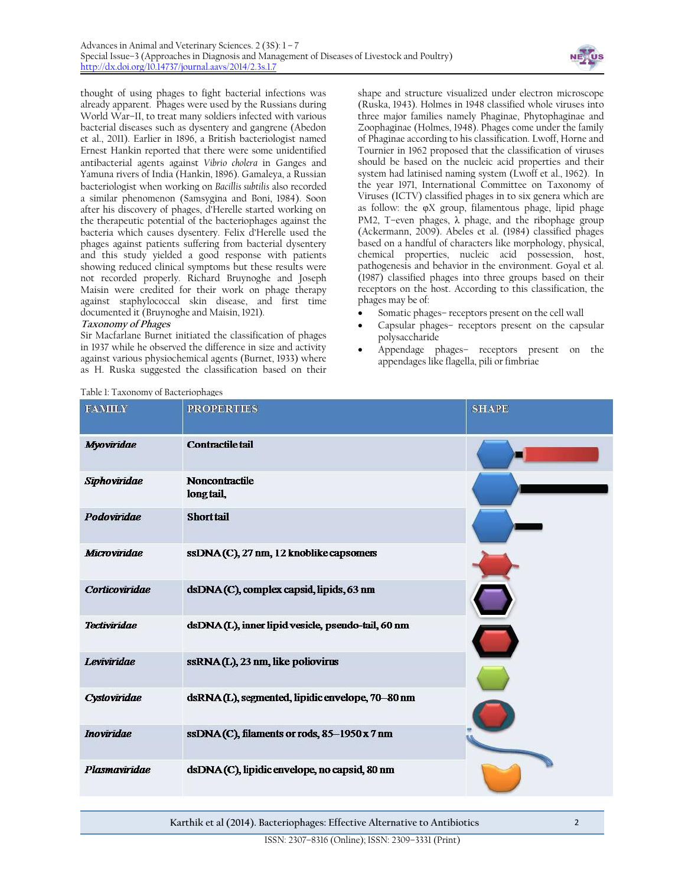thought of using phages to fight bacterial infections was already apparent. Phages were used by the Russians during World War–II, to treat many soldiers infected with various bacterial diseases such as dysentery and gangrene (Abedon et al., 2011). Earlier in 1896, a British bacteriologist named Ernest Hankin reported that there were some unidentified antibacterial agents against *Vibrio cholera* in Ganges and Yamuna rivers of India (Hankin, 1896). Gamaleya, a Russian bacteriologist when working on *Bacillis subtilis* also recorded a similar phenomenon (Samsygina and Boni, 1984). Soon after his discovery of phages, d'Herelle started working on the therapeutic potential of the bacteriophages against the bacteria which causes dysentery. Felix d'Herelle used the phages against patients suffering from bacterial dysentery and this study yielded a good response with patients showing reduced clinical symptoms but these results were not recorded properly. Richard Bruynoghe and Joseph Maisin were credited for their work on phage therapy against staphylococcal skin disease, and first time documented it (Bruynoghe and Maisin, 1921).

### Taxonomy of Phages

Sir Macfarlane Burnet initiated the classification of phages in 1937 while he observed the difference in size and activity against various physiochemical agents (Burnet, 1933) where as H. Ruska suggested the classification based on their shape and structure visualized under electron microscope (Ruska, 1943). Holmes in 1948 classified whole viruses into three major families namely Phaginae, Phytophaginae and Zoophaginae (Holmes, 1948). Phages come under the family of Phaginae according to his classification. Lwoff, Horne and Tournier in 1962 proposed that the classification of viruses should be based on the nucleic acid properties and their system had latinised naming system (Lwoff et al., 1962). In the year 1971, International Committee on Taxonomy of Viruses (ICTV) classified phages in to six genera which are as follow: the φX group, filamentous phage, lipid phage PM2, T–even phages, λ phage, and the riboph age group (Ackermann, 2009). Abeles et al. (1984) classified phages based on a handful of characters like morphology, physical, chemical properties, nucleic acid possession, host, pathogenesis and behavior in the environment. Goyal et al. (1987) classified phages into three groups based on their receptors on the host. According to this classification, the phages may be of:

- Somatic phages– receptors present on the cell wall
- Capsular phages– receptors present on the capsular polysaccharide
- Appendage phages– receptors present on the appendages like flagella, pili or fimbriae

Table 1: Taxonomy of Bacteriophages

| FAMILY | PROPERTIES | SHAPE |
|---|---|---|
| *Myoviridae* | Contractile tail | |
| *Siphoviridae* | Noncontractile long tail, | |
| *Podoviridae* | Short tail | |
| *Microviridae* | ssDNA (C), 27 nm, 12 knoblike capsomers | |
| *Corticoviridae* | dsDNA (C), complex capsid, lipids, 63 nm | |
| *Tectiviridae* | dsDNA (L), inner lipid vesicle, pseudo-tail, 60 nm | |
| *Leviviridae* | ssRNA (L), 23 nm, like poliovirus | |
| *Cystoviridae* | dsRNA (L), segmented, lipidic envelope, 70–80 nm | |
| *Inoviridae* | ssDNA (C), filaments or rods, 85–1950 x 7 nm | |
| *Plasmaviridae* | dsDNA (C), lipidic envelope, no capsid, 80 nm | |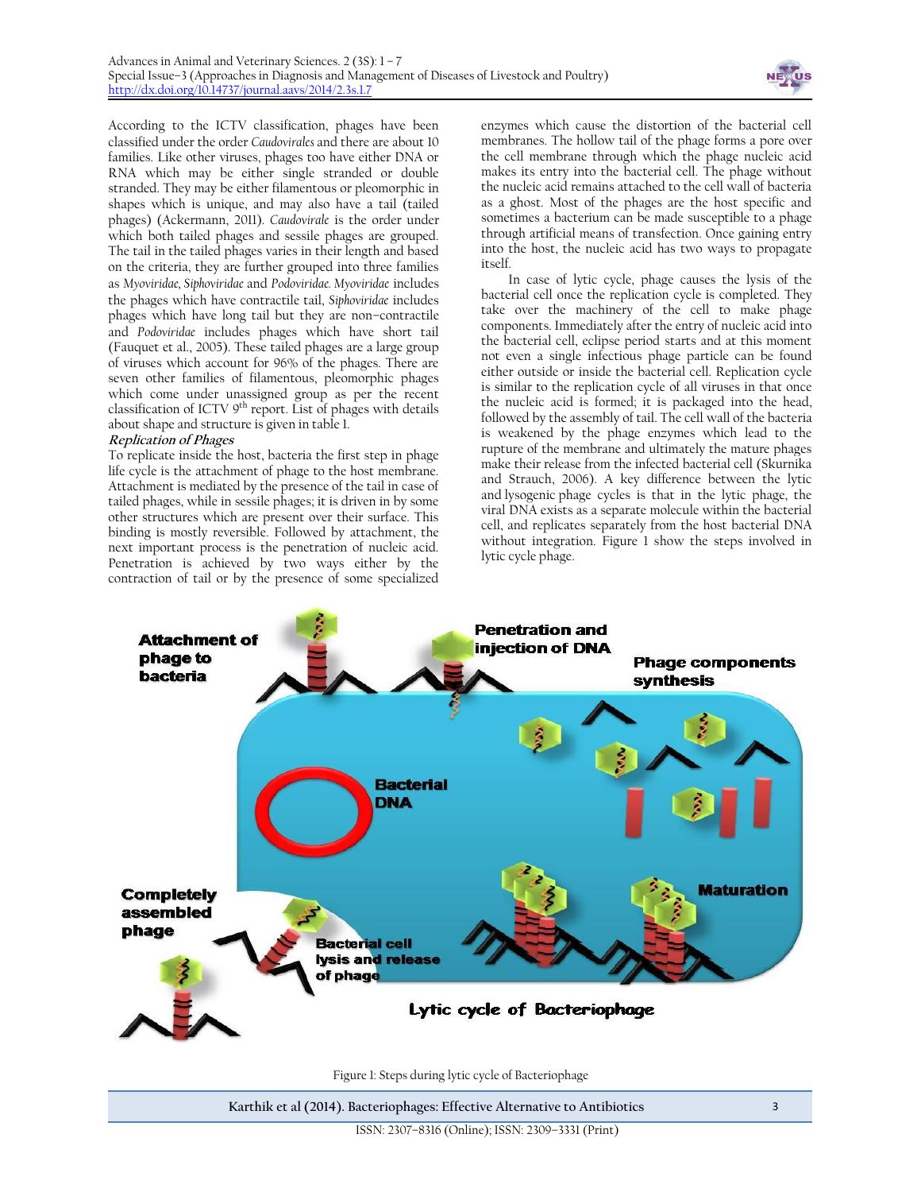According to the ICTV classification, phages have been classified under the order *Caudovirales* and there are about 10 families. Like other viruses, phages too have either DNA or RNA which may be either single stranded or double stranded. They may be either filamentous or pleomorphic in shapes which is unique, and may also have a tail (tailed phages) (Ackermann, 2011). *Caudovirale* is the order under which both tailed phages and sessile phages are grouped. The tail in the tailed phages varies in their length and based on the criteria, they are further grouped into three families as *Myoviridae*, *Siphoviridae* and *Podoviridae*. *Myoviridae* includes the phages which have contractile tail, *Siphoviridae* includes phages which have long tail but they are non–contractile and *Podoviridae* includes phages which have short tail (Fauquet et al., 2005). These tailed phages are a large group of viruses which account for 96% of the phages. There are seven other families of filamentous, pleomorphic phages which come under unassigned group as per the recent classification of ICTV 9th report. List of phages with details about shape and structure is given in table 1.

### Replication of Phages

To replicate inside the host, bacteria the first step in phage life cycle is the attachment of phage to the host membrane. Attachment is mediated by the presence of the tail in case of tailed phages, while in sessile phages; it is driven in by some other structures which are present over their surface. This binding is mostly reversible. Followed by attachment, the next important process is the penetration of nucleic acid. Penetration is achieved by two ways either by the contraction of tail or by the presence of some specialized enzymes which cause the distortion of the bacterial cell membranes. The hollow tail of the phage forms a pore over the cell membrane through which the phage nucleic acid makes its entry into the bacterial cell. The phage without the nucleic acid remains attached to the cell wall of bacteria as a ghost. Most of the phages are the host specific and sometimes a bacterium can be made susceptible to a phage through artificial means of transfection. Once gaining entry into the host, the nucleic acid has two ways to propagate itself.

In case of lytic cycle, phage causes the lysis of the bacterial cell once the replication cycle is completed. They take over the machinery of the cell to make phage components. Immediately after the entry of nucleic acid into the bacterial cell, eclipse period starts and at this moment not even a single infectious phage particle can be found either outside or inside the bacterial cell. Replication cycle is similar to the replication cycle of all viruses in that once the nucleic acid is formed; it is packaged into the head, followed by the assembly of tail. The cell wall of the bacteria is weakened by the phage enzymes which lead to the rupture of the membrane and ultimately the mature phages make their release from the infected bacterial cell (Skurnika and Strauch, 2006). A key difference between the lytic and lysogenic phage cycles is that in the lytic phage, the viral DNA exists as a separate molecule within the bacterial cell, and replicates separately from the host bacterial DNA without integration. Figure 1 show the steps involved in lytic cycle phage.

Figure 1: Steps during lytic cycle of Bacteriophage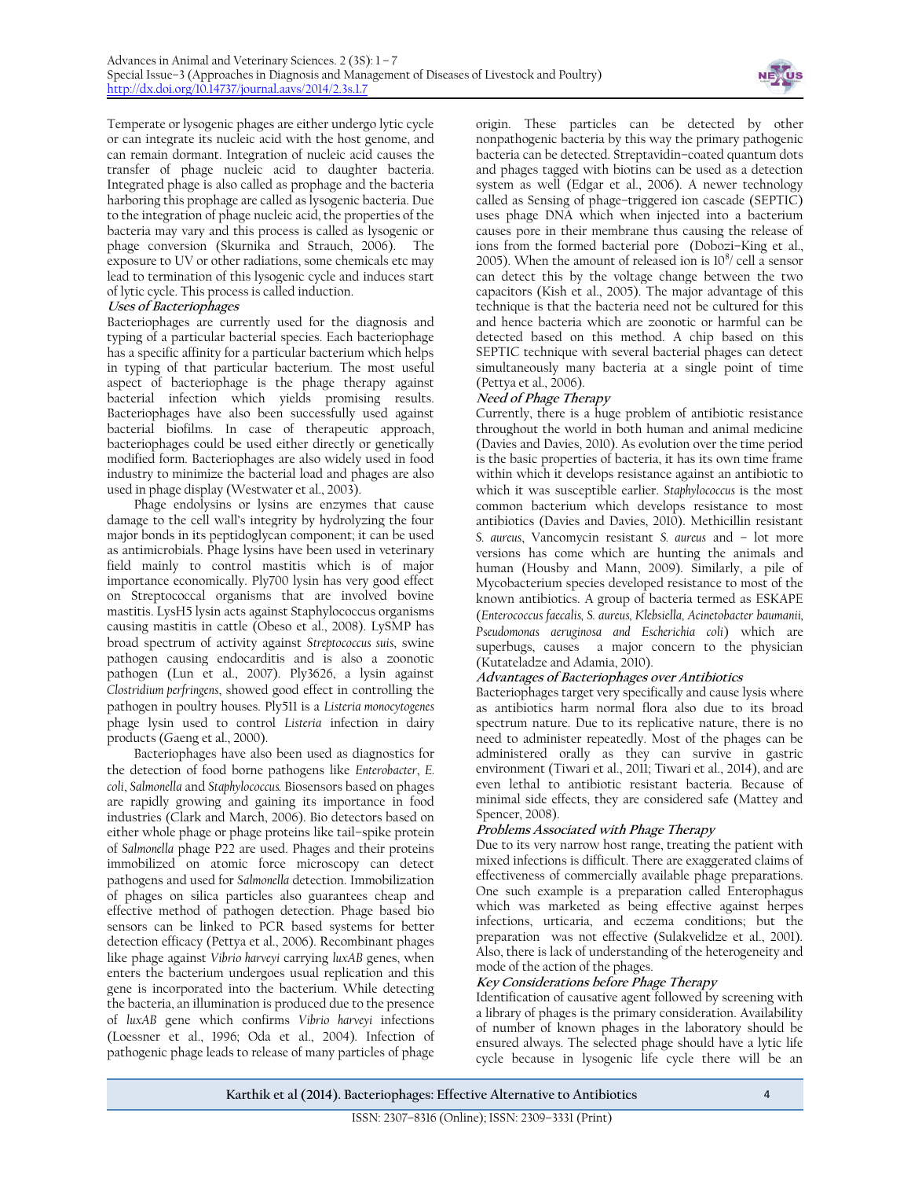Temperate or lysogenic phages are either undergo lytic cycle or can integrate its nucleic acid with the host genome, and can remain dormant. Integration of nucleic acid causes the transfer of phage nucleic acid to daughter bacteria. Integrated phage is also called as prophage and the bacteria harboring this prophage are called as lysogenic bacteria. Due to the integration of phage nucleic acid, the properties of the bacteria may vary and this process is called as lysogenic or phage conversion (Skurnika and Strauch, 2006). The exposure to UV or other radiations, some chemicals etc may lead to termination of this lysogenic cycle and induces start of lytic cycle. This process is called induction.

### Uses of Bacteriophages

Bacteriophages are currently used for the diagnosis and typing of a particular bacterial species. Each bacteriophage has a specific affinity for a particular bacterium which helps in typing of that particular bacterium. The most useful aspect of bacteriophage is the phage therapy against bacterial infection which yields promising results. Bacteriophages have also been successfully used against bacterial biofilms. In case of therapeutic approach, bacteriophages could be used either directly or genetically modified form. Bacteriophages are also widely used in food industry to minimize the bacterial load and phages are also used in phage display (Westwater et al., 2003).

Phage endolysins or lysins are enzymes that cause damage to the cell wall's integrity by hydrolyzing the four major bonds in its peptidoglycan component; it can be used as antimicrobials. Phage lysins have been used in veterinary field mainly to control mastitis which is of major importance economically. Ply700 lysin has very good effect on Streptococcal organisms that are involved bovine mastitis. LysH5 lysin acts against Staphylococcus organisms causing mastitis in cattle (Obeso et al., 2008). LySMP has broad spectrum of activity against *Streptococcus suis*, swine pathogen causing endocarditis and is also a zoonotic pathogen (Lun et al., 2007). Ply3626, a lysin against *Clostridium perfringens*, showed good effect in controlling the pathogen in poultry houses. Ply511 is a *Listeria monocytogenes* phage lysin used to control *Listeria* infection in dairy products (Gaeng et al., 2000).

Bacteriophages have also been used as diagnostics for the detection of food borne pathogens like *Enterobacter*, *E. coli*, *Salmonella* and *Staphylococcus*. Biosensors based on phages are rapidly growing and gaining its importance in food industries (Clark and March, 2006). Bio detectors based on either whole phage or phage proteins like tail–spike protein of *Salmonella* phage P22 are used. Phages and their proteins immobilized on atomic force microscopy can detect pathogens and used for *Salmonella* detection. Immobilization of phages on silica particles also guarantees cheap and effective method of pathogen detection. Phage based bio sensors can be linked to PCR based systems for better detection efficacy (Pettya et al., 2006). Recombinant phages like phage against *Vibrio harveyi* carrying *luxAB* genes, when enters the bacterium undergoes usual replication and this gene is incorporated into the bacterium. While detecting the bacteria, an illumination is produced due to the presence of *luxAB* gene which confirms *Vibrio harveyi* infections (Loessner et al., 1996; Oda et al., 2004). Infection of pathogenic phage leads to release of many particles of phage origin. These particles can be detected by other nonpathogenic bacteria by this way the primary pathogenic bacteria can be detected. Streptavidin–coated quantum dots and phages tagged with biotins can be used as a detection system as well (Edgar et al., 2006). A newer technology called as Sensing of phage–triggered ion cascade (SEPTIC) uses phage DNA which when injected into a bacterium causes pore in their membrane thus causing the release of ions from the formed bacterial pore (Dobozi–King et al., 2005). When the amount of released ion is $10^8$/ cell a sensor can detect this by the voltage change between the two capacitors (Kish et al., 2005). The major advantage of this technique is that the bacteria need not be cultured for this and hence bacteria which are zoonotic or harmful can be detected based on this method. A chip based on this SEPTIC technique with several bacterial phages can detect simultaneously many bacteria at a single point of time (Pettya et al., 2006).

### Need of Phage Therapy

Currently, there is a huge problem of antibiotic resistance throughout the world in both human and animal medicine (Davies and Davies, 2010). As evolution over the time period is the basic properties of bacteria, it has its own time frame within which it develops resistance against an antibiotic to which it was susceptible earlier. *Staphylococcus* is the most common bacterium which develops resistance to most antibiotics (Davies and Davies, 2010). Methicillin resistant *S. aureus*, Vancomycin resistant *S. aureus* and – lot more versions has come which are hunting the animals and human (Housby and Mann, 2009). Similarly, a pile of Mycobacterium species developed resistance to most of the known antibiotics. A group of bacteria termed as ESKAPE (*Enterococcus faecalis, S. aureus, Klebsiella, Acinetobacter baumanii, Pseudomonas aeruginosa and Escherichia coli*) which are superbugs, causes a major concern to the physician (Kutateladze and Adamia, 2010).

### Advantages of Bacteriophages over Antibiotics

Bacteriophages target very specifically and cause lysis where as antibiotics harm normal flora also due to its broad spectrum nature. Due to its replicative nature, there is no need to administer repeatedly. Most of the phages can be administered orally as they can survive in gastric environment (Tiwari et al., 2011; Tiwari et al., 2014), and are even lethal to antibiotic resistant bacteria. Because of minimal side effects, they are considered safe (Mattey and Spencer, 2008).

### Problems Associated with Phage Therapy

Due to its very narrow host range, treating the patient with mixed infections is difficult. There are exaggerated claims of effectiveness of commercially available phage preparations. One such example is a preparation called Enterophagus which was marketed as being effective against herpes infections, urticaria, and eczema conditions; but the preparation was not effective (Sulakvelidze et al., 2001). Also, there is lack of understanding of the heterogeneity and mode of the action of the phages.

### Key Considerations before Phage Therapy

Identification of causative agent followed by screening with a library of phages is the primary consideration. Availability of number of known phages in the laboratory should be ensured always. The selected phage should have a lytic life cycle because in lysogenic life cycle there will be an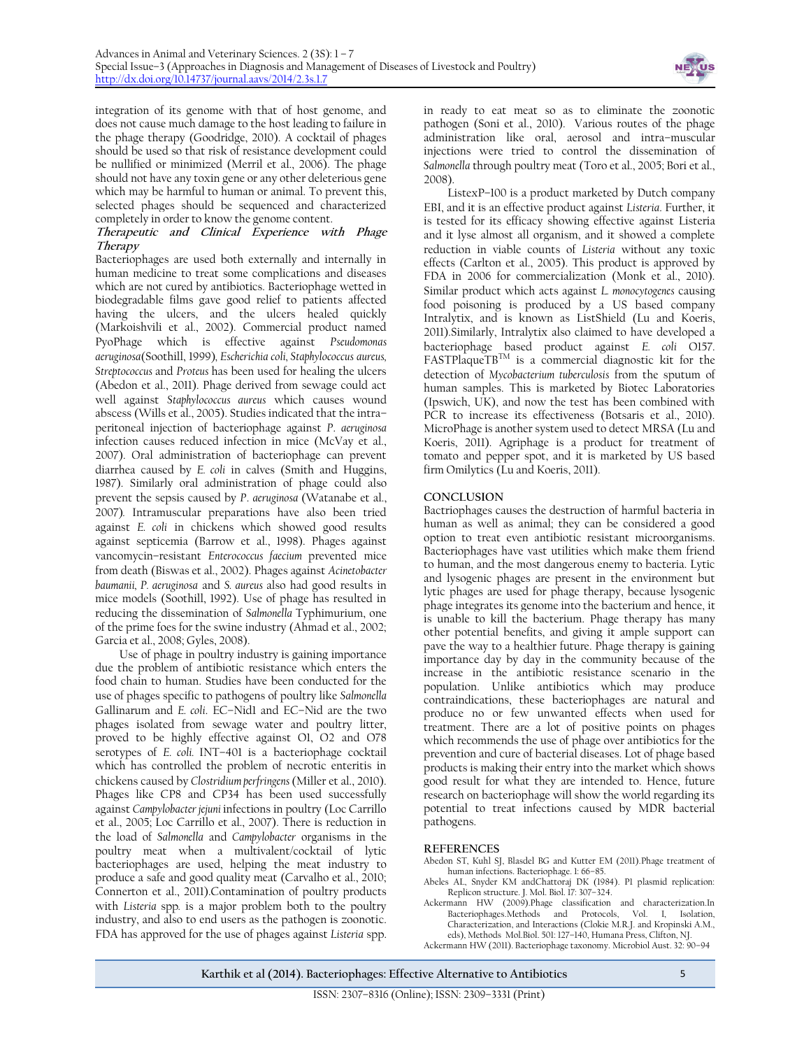integration of its genome with that of host genome, and does not cause much damage to the host leading to failure in the phage therapy (Goodridge, 2010). A cocktail of phages should be used so that risk of resistance development could be nullified or minimized (Merril et al., 2006). The phage should not have any toxin gene or any other deleterious gene which may be harmful to human or animal. To prevent this, selected phages should be sequenced and characterized completely in order to know the genome content.

### Therapeutic and Clinical Experience with Phage Therapy

Bacteriophages are used both externally and internally in human medicine to treat some complications and diseases which are not cured by antibiotics. Bacteriophage wetted in biodegradable films gave good relief to patients affected having the ulcers, and the ulcers healed quickly (Markoishvili et al., 2002). Commercial product named PyoPhage which is effective against *Pseudomonas aeruginosa*(Soothill, 1999), *Escherichia coli, Staphylococcus aureus, Streptococcus* and *Proteus* has been used for healing the ulcers (Abedon et al., 2011). Phage derived from sewage could act well against *Staphylococcus aureus* which causes wound abscess (Wills et al., 2005). Studies indicated that the intra–peritoneal injection of bacteriophage against *P. aeruginosa* infection causes reduced infection in mice (McVay et al., 2007). Oral administration of bacteriophage can prevent diarrhea caused by *E. coli* in calves (Smith and Huggins, 1987). Similarly oral administration of phage could also prevent the sepsis caused by *P. aeruginosa* (Watanabe et al., 2007). Intramuscular preparations have also been tried against *E. coli* in chickens which showed good results against septicemia (Barrow et al., 1998). Phages against vancomycin–resistant *Enterococcus faecium* prevented mice from death (Biswas et al., 2002). Phages against *Acinetobacter baumanii, P. aeruginosa* and *S. aureus* also had good results in mice models (Soothill, 1992). Use of phage has resulted in reducing the dissemination of *Salmonella* Typhimurium, one of the prime foes for the swine industry (Ahmad et al., 2002; Garcia et al., 2008; Gyles, 2008).

Use of phage in poultry industry is gaining importance due the problem of antibiotic resistance which enters the food chain to human. Studies have been conducted for the use of phages specific to pathogens of poultry like *Salmonella* Gallinarum and *E. coli*. EC–Nid1 and EC–Nid are the two phages isolated from sewage water and poultry litter, proved to be highly effective against O1, O2 and O78 serotypes of *E. coli.* INT–401 is a bacteriophage cocktail which has controlled the problem of necrotic enteritis in chickens caused by *Clostridium perfringens* (Miller et al., 2010). Phages like CP8 and CP34 has been used successfully against *Campylobacter jejuni* infections in poultry (Loc Carrillo et al., 2005; Loc Carrillo et al., 2007). There is reduction in the load of *Salmonella* and *Campylobacter* organisms in the poultry meat when a multivalent/cocktail of lytic bacteriophages are used, helping the meat industry to produce a safe and good quality meat (Carvalho et al., 2010; Connerton et al., 2011).Contamination of poultry products with *Listeria* spp. is a major problem both to the poultry industry, and also to end users as the pathogen is zoonotic. FDA has approved for the use of phages against *Listeria* spp. in ready to eat meat so as to eliminate the zoonotic pathogen (Soni et al., 2010). Various routes of the phage administration like oral, aerosol and intra–muscular injections were tried to control the dissemination of *Salmonella* through poultry meat (Toro et al., 2005; Bori et al., 2008).

ListexP–100 is a product marketed by Dutch company EBI, and it is an effective product against *Listeria*. Further, it is tested for its efficacy showing effective against Listeria and it lyse almost all organism, and it showed a complete reduction in viable counts of *Listeria* without any toxic effects (Carlton et al., 2005). This product is approved by FDA in 2006 for commercialization (Monk et al., 2010). Similar product which acts against *L. monocytogenes* causing food poisoning is produced by a US based company Intralytix, and is known as ListShield (Lu and Koeris, 2011).Similarly, Intralytix also claimed to have developed a bacteriophage based product against *E. coli* O157. FASTPlaqueTB™ is a commercial diagnostic kit for the detection of *Mycobacterium tuberculosis* from the sputum of human samples. This is marketed by Biotec Laboratories (Ipswich, UK), and now the test has been combined with PCR to increase its effectiveness (Botsaris et al., 2010). MicroPhage is another system used to detect MRSA (Lu and Koeris, 2011). Agriphage is a product for treatment of tomato and pepper spot, and it is marketed by US based firm Omilytics (Lu and Koeris, 2011).

## CONCLUSION

Bactriophages causes the destruction of harmful bacteria in human as well as animal; they can be considered a good option to treat even antibiotic resistant microorganisms. Bacteriophages have vast utilities which make them friend to human, and the most dangerous enemy to bacteria. Lytic and lysogenic phages are present in the environment but lytic phages are used for phage therapy, because lysogenic phage integrates its genome into the bacterium and hence, it is unable to kill the bacterium. Phage therapy has many other potential benefits, and giving it ample support can pave the way to a healthier future. Phage therapy is gaining importance day by day in the community because of the increase in the antibiotic resistance scenario in the population. Unlike antibiotics which may produce contraindications, these bacteriophages are natural and produce no or few unwanted effects when used for treatment. There are a lot of positive points on phages which recommends the use of phage over antibiotics for the prevention and cure of bacterial diseases. Lot of phage based products is making their entry into the market which shows good result for what they are intended to. Hence, future research on bacteriophage will show the world regarding its potential to treat infections caused by MDR bacterial pathogens.

## REFERENCES

Abedon ST, Kuhl SJ, Blasdel BG and Kutter EM (2011).Phage treatment of human infections. Bacteriophage. 1: 66–85.

Abeles AL, Snyder KM andChattoraj DK (1984). P1 plasmid replication: Replicon structure. J. Mol. Biol. 17: 307–324.

Ackermann HW (2009).Phage classification and characterization.In Bacteriophages.Methods and Protocols, Vol. I, Isolation, Characterization, and Interactions (Clokie M.R.J. and Kropinski A.M., eds), Methods Mol.Biol. 501: 127–140, Humana Press, Clifton, NJ.

Ackermann HW (2011). Bacteriophage taxonomy. Microbiol Aust. 32: 90–94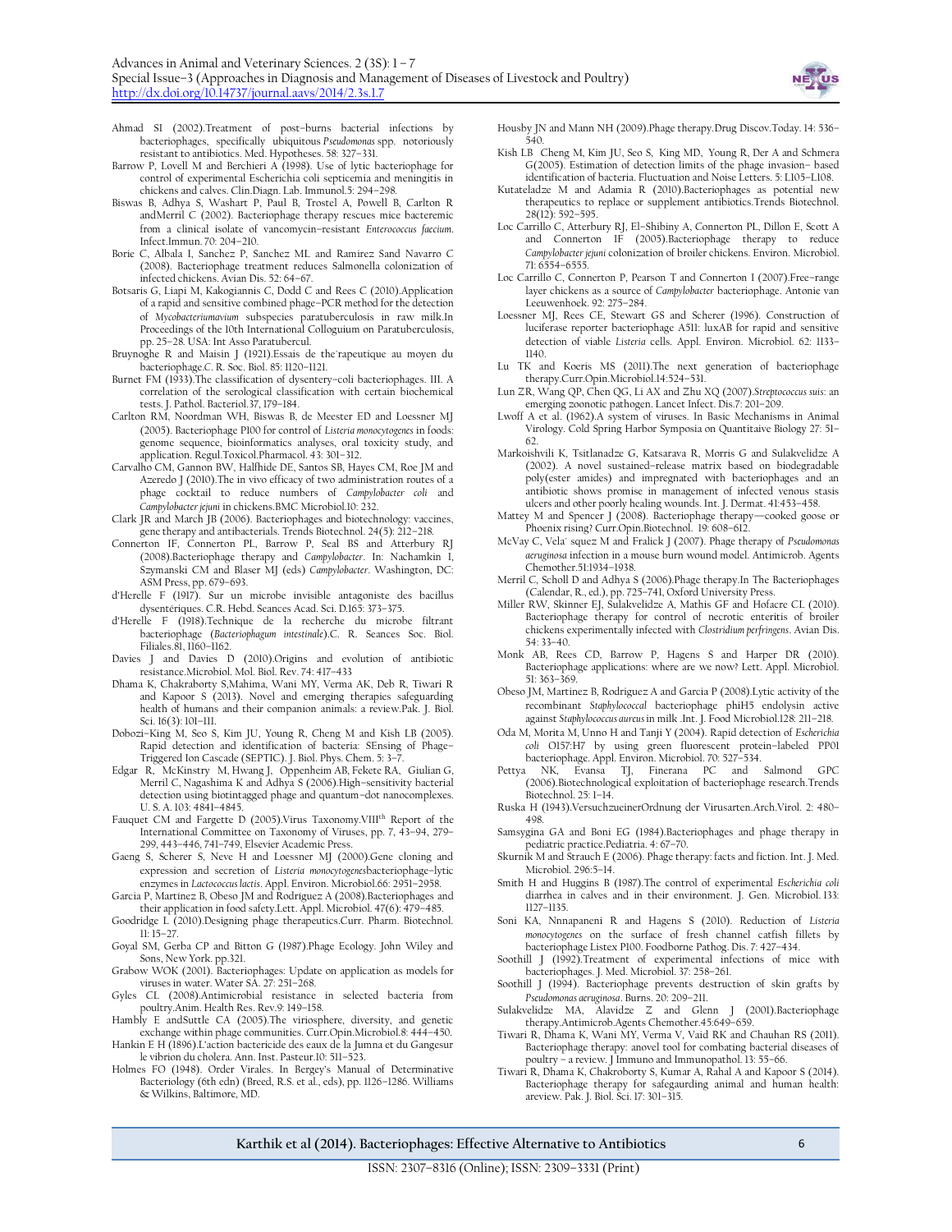Ahmad SI (2002).Treatment of post–burns bacterial infections by bacteriophages, specifically ubiquitous *Pseudomonas* spp. notoriously resistant to antibiotics. Med. Hypotheses. 58: 327–331.

Barrow P, Lovell M and Berchieri A (1998). Use of lytic bacteriophage for control of experimental Escherichia coli septicemia and meningitis in chickens and calves. Clin.Diagn. Lab. Immunol.5: 294–298.

Biswas B, Adhya S, Washart P, Paul B, Trostel A, Powell B, Carlton R andMerril C (2002). Bacteriophage therapy rescues mice bacteremic from a clinical isolate of vancomycin–resistant *Enterococcus faccium*. Infect.Immun. 70: 204–210.

Borie C, Albala I, Sanchez P, Sanchez ML and Ramirez Sand Navarro C (2008). Bacteriophage treatment reduces Salmonella colonization of infected chickens. Avian Dis. 52: 64–67.

Botsaris G, Liapi M, Kakogiannis C, Dodd C and Rees C (2010).Application of a rapid and sensitive combined phage–PCR method for the detection of *Mycobacteriumavium* subspecies paratuberculosis in raw milk.In Proceedings of the 10th International Colloguium on Paratuberculosis, pp. 25–28. USA: Int Asso Paratubercul.

Bruynoghe R and Maisin J (1921).Essais de the´rapeutique au moyen du bacteriophage.*C*. R. Soc. Biol. 85: 1120–1121.

Burnet FM (1933).The classification of dysentery–coli bacteriophages. III. A correlation of the serological classification with certain biochemical tests. J. Pathol. Bacteriol.37, 179–184.

Carlton RM, Noordman WH, Biswas B, de Meester ED and Loessner MJ (2005). Bacteriophage P100 for control of *Listeria monocytogenes* in foods: genome sequence, bioinformatics analyses, oral toxicity study, and application. Regul.Toxicol.Pharmacol. 43: 301–312.

Carvalho CM, Gannon BW, Halfhide DE, Santos SB, Hayes CM, Roe JM and Azeredo J (2010).The in vivo efficacy of two administration routes of a phage cocktail to reduce numbers of *Campylobacter coli* and *Campylobacter jejuni* in chickens.BMC Microbiol.10: 232.

Clark JR and March JB (2006). Bacteriophages and biotechnology: vaccines, gene therapy and antibacterials. Trends Biotechnol. 24(5): 212–218.

Connerton IF, Connerton PL, Barrow P, Seal BS and Atterbury RJ (2008).Bacteriophage therapy and *Campylobacter*. In: Nachamkin I, Szymanski CM and Blaser MJ (eds) *Campylobacter*. Washington, DC: ASM Press, pp. 679–693.

d'Herelle F (1917). Sur un microbe invisible antagoniste des bacillus dysentériques. C.R. Hebd. Seances Acad. Sci. D.165: 373–375.

d'Herelle F (1918).Technique de la recherche du microbe filtrant bacteriophage (*Bacteriophagum intestinale*).*C*. R. Seances Soc. Biol. Filiales.81, 1160–1162.

Davies J and Davies D (2010).Origins and evolution of antibiotic resistance.Microbiol. Mol. Biol. Rev. 74: 417–433

Dhama K, Chakraborty S,Mahima, Wani MY, Verma AK, Deb R, Tiwari R and Kapoor S (2013). Novel and emerging therapies safeguarding health of humans and their companion animals: a review.Pak. J. Biol. Sci. 16(3): 101–111.

Dobozi–King M, Seo S, Kim JU, Young R, Cheng M and Kish LB (2005). Rapid detection and identification of bacteria: SEnsing of Phage–Triggered Ion Cascade (SEPTIC). J. Biol. Phys. Chem. 5: 3–7.

Edgar R, McKinstry M, Hwang J, Oppenheim AB, Fekete RA, Giulian G, Merril C, Nagashima K and Adhya S (2006).High–sensitivity bacterial detection using biotintagged phage and quantum–dot nanocomplexes. U. S. A. 103: 4841–4845.

Fauquet CM and Fargette D (2005).Virus Taxonomy.VIII[th] Report of the International Committee on Taxonomy of Viruses, pp. 7, 43–94, 279–299, 443–446, 741–749, Elsevier Academic Press.

Gaeng S, Scherer S, Neve H and Loessner MJ (2000).Gene cloning and expression and secretion of *Listeria monocytogenes*bacteriophage–lytic enzymes in *Lactococcus lactis*. Appl. Environ. Microbiol.66: 2951–2958.

Garcia P, Martinez B, Obeso JM and Rodriguez A (2008).Bacteriophages and their application in food safety.Lett. Appl. Microbiol. 47(6): 479–485.

Goodridge L (2010).Designing phage therapeutics.Curr. Pharm. Biotechnol. 11: 15–27.

Goyal SM, Gerba CP and Bitton G (1987).Phage Ecology. John Wiley and Sons, New York. pp.321.

Grabow WOK (2001). Bacteriophages: Update on application as models for viruses in water. Water SA. 27: 251–268.

Gyles CL (2008).Antimicrobial resistance in selected bacteria from poultry.Anim. Health Res. Rev.9: 149–158.

Hambly E andSuttle CA (2005).The viriosphere, diversity, and genetic exchange within phage communities. Curr.Opin.Microbiol.8: 444–450.

Hankin E H (1896).L'action bactericide des eaux de la Jumna et du Gangesur le vibrion du cholera. Ann. Inst. Pasteur.10: 511–523.

Holmes FO (1948). Order Virales. In Bergey's Manual of Determinative Bacteriology (6th edn) (Breed, R.S. et al., eds), pp. 1126–1286. Williams & Wilkins, Baltimore, MD.

Housby JN and Mann NH (2009).Phage therapy.Drug Discov.Today. 14: 536–540.

Kish LB Cheng M, Kim JU, Seo S, King MD, Young R, Der A and Schmera G(2005). Estimation of detection limits of the phage invasion– based identification of bacteria. Fluctuation and Noise Letters. 5: L105–L108.

Kutateladze M and Adamia R (2010).Bacteriophages as potential new therapeutics to replace or supplement antibiotics.Trends Biotechnol. 28(12): 592–595.

Loc Carrillo C, Atterbury RJ, El–Shibiny A, Connerton PL, Dillon E, Scott A and Connerton IF (2005).Bacteriophage therapy to reduce *Campylobacter jejuni* colonization of broiler chickens. Environ. Microbiol. 71: 6554–6555.

Loc Carrillo C, Connerton P, Pearson T and Connerton I (2007).Free–range layer chickens as a source of *Campylobacter* bacteriophage. Antonie van Leeuwenhoek. 92: 275–284.

Loessner MJ, Rees CE, Stewart GS and Scherer (1996). Construction of luciferase reporter bacteriophage A511: luxAB for rapid and sensitive detection of viable *Listeria* cells. Appl. Environ. Microbiol. 62: 1133–1140.

Lu TK and Koeris MS (2011).The next generation of bacteriophage therapy.Curr.Opin.Microbiol.14:524–531.

Lun ZR, Wang QP, Chen QG, Li AX and Zhu XQ (2007).*Streptococcus suis*: an emerging zoonotic pathogen. Lancet Infect. Dis.7: 201–209.

Lwoff A et al. (1962).A system of viruses. In Basic Mechanisms in Animal Virology. Cold Spring Harbor Symposia on Quantitaive Biology 27: 51–62.

Markoishvili K, Tsitlanadze G, Katsarava R, Morris G and Sulakvelidze A (2002). A novel sustained–release matrix based on biodegradable poly(ester amides) and impregnated with bacteriophages and an antibiotic shows promise in management of infected venous stasis ulcers and other poorly healing wounds. Int. J. Dermat. 41:453–458.

Mattey M and Spencer J (2008). Bacteriophage therapy—cooked goose or Phoenix rising? Curr.Opin.Biotechnol. 19: 608–612.

McVay C, Vela´ squez M and Fralick J (2007). Phage therapy of *Pseudomonas aeruginosa* infection in a mouse burn wound model. Antimicrob. Agents Chemother.51:1934–1938.

Merril C, Scholl D and Adhya S (2006).Phage therapy.In The Bacteriophages (Calendar, R., ed.), pp. 725–741, Oxford University Press.

Miller RW, Skinner EJ, Sulakvelidze A, Mathis GF and Hofacre CL (2010). Bacteriophage therapy for control of necrotic enteritis of broiler chickens experimentally infected with *Clostridium perfringens*. Avian Dis. 54: 33–40.

Monk AB, Rees CD, Barrow P, Hagens S and Harper DR (2010). Bacteriophage applications: where are we now? Lett. Appl. Microbiol. 51: 363–369.

Obeso JM, Martinez B, Rodriguez A and Garcia P (2008).Lytic activity of the recombinant *Staphylococcal* bacteriophage phiH5 endolysin active against *Staphylococcus aureus* in milk .Int. J. Food Microbiol.128: 211–218.

Oda M, Morita M, Unno H and Tanji Y (2004). Rapid detection of *Escherichia coli* O157:H7 by using green fluorescent protein–labeled PP01 bacteriophage. Appl. Environ. Microbiol. 70: 527–534.

Pettya NK, Evansa TJ, Finerana PC and Salmond GPC (2006).Biotechnological exploitation of bacteriophage research.Trends Biotechnol. 25: 1–14.

Ruska H (1943).VersuchzueinerOrdnung der Virusarten.Arch.Virol. 2: 480–498.

Samsygina GA and Boni EG (1984).Bacteriophages and phage therapy in pediatric practice.Pediatria. 4: 67–70.

Skurnik M and Strauch E (2006). Phage therapy: facts and fiction. Int. J. Med. Microbiol. 296:5–14.

Smith H and Huggins B (1987).The control of experimental *Escherichia coli* diarrhea in calves and in their environment. J. Gen. Microbiol. 133: 1127–1135.

Soni KA, Nnnapaneni R and Hagens S (2010). Reduction of *Listeria monocytogenes* on the surface of fresh channel catfish fillets by bacteriophage Listex P100. Foodborne Pathog. Dis. 7: 427–434.

Soothill J (1992).Treatment of experimental infections of mice with bacteriophages. J. Med. Microbiol. 37: 258–261.

Soothill J (1994). Bacteriophage prevents destruction of skin grafts by *Pseudomonas aeruginosa*. Burns. 20: 209–211.

Sulakvelidze MA, Alavidze Z and Glenn J (2001).Bacteriophage therapy.Antimicrob.Agents Chemother.45:649–659.

Tiwari R, Dhama K, Wani MY, Verma V, Vaid RK and Chauhan RS (2011). Bacteriophage therapy: anovel tool for combating bacterial diseases of poultry – a review. J Immuno and Immunopathol. 13: 55–66.

Tiwari R, Dhama K, Chakroborty S, Kumar A, Rahal A and Kapoor S (2014). Bacteriophage therapy for safegaurding animal and human health: areview. Pak. J. Biol. Sci. 17: 301–315.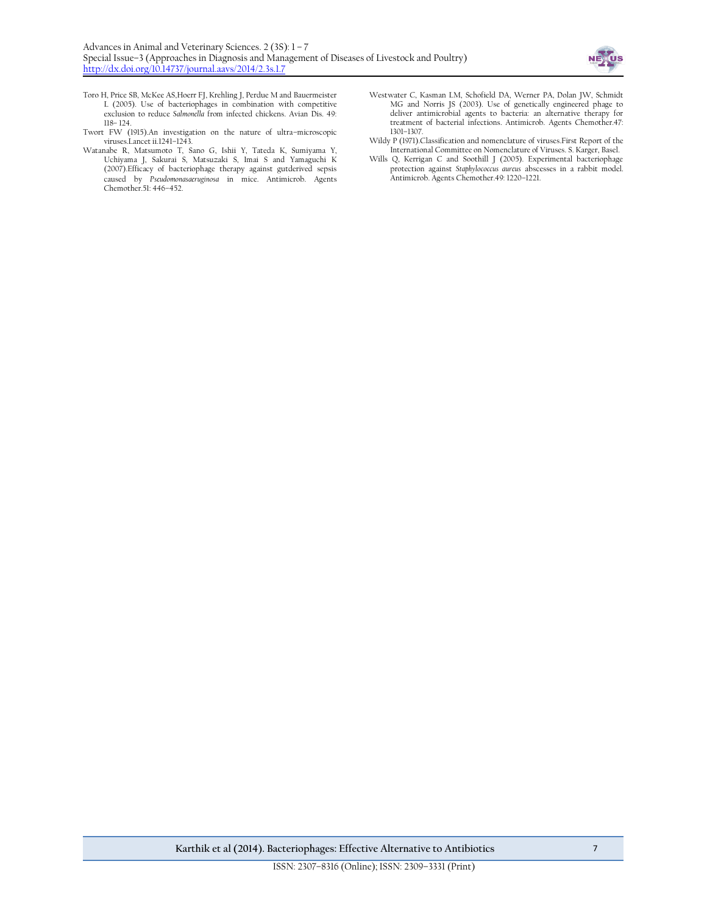Toro H, Price SB, McKee AS,Hoerr FJ, Krehling J, Perdue M and Bauermeister L (2005). Use of bacteriophages in combination with competitive exclusion to reduce *Salmonella* from infected chickens. Avian Dis. 49: 118– 124.

Twort FW (1915).An investigation on the nature of ultra–microscopic viruses.Lancet ii.1241–1243.

Watanabe R, Matsumoto T, Sano G, Ishii Y, Tateda K, Sumiyama Y, Uchiyama J, Sakurai S, Matsuzaki S, Imai S and Yamaguchi K (2007).Efficacy of bacteriophage therapy against gutderived sepsis caused by *Pseudomonasaeruginosa* in mice. Antimicrob. Agents Chemother.51: 446–452.

Westwater C, Kasman LM, Schofield DA, Werner PA, Dolan JW, Schmidt MG and Norris JS (2003). Use of genetically engineered phage to deliver antimicrobial agents to bacteria: an alternative therapy for treatment of bacterial infections. Antimicrob. Agents Chemother.47: 1301–1307.

Wildy P (1971).Classification and nomenclature of viruses.First Report of the International Committee on Nomenclature of Viruses. S. Karger, Basel.

Wills Q, Kerrigan C and Soothill J (2005). Experimental bacteriophage protection against *Staphylococcus aureus* abscesses in a rabbit model. Antimicrob. Agents Chemother.49: 1220–1221.